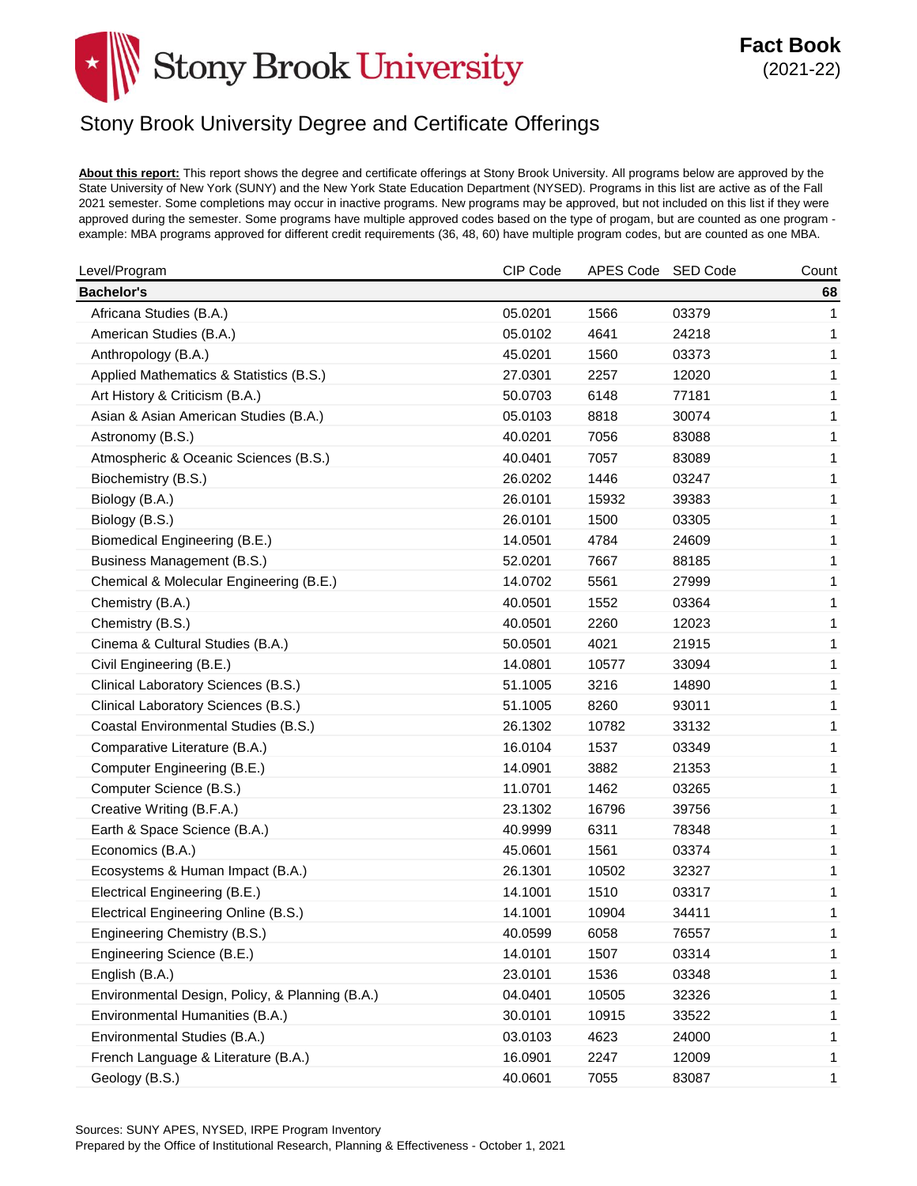# Stony Brook University Degree and Certificate Offerings

Fact Book (2021-22)

**About this report:** This report shows the degree and certificate offerings at Stony Brook University. All programs below are approved by the State University of New York (SUNY) and the New York State Education Department (NYSED). Programs in this list are active as of the Fall 2021 semester. Some completions may occur in inactive programs. New programs may be approved, but not included on this list if they were approved during the semester. Some programs have multiple approved codes based on the type of progam, but are counted as one program - example: MBA programs approved for different credit requirements (36, 48, 60) have multiple program codes, but are counted as one MBA.

| Level/Program | CIP Code | APES Code | SED Code | Count |
|---|---|---|---|---|
| **Bachelor's** | | | | **68** |
| Africana Studies (B.A.) | 05.0201 | 1566 | 03379 | 1 |
| American Studies (B.A.) | 05.0102 | 4641 | 24218 | 1 |
| Anthropology (B.A.) | 45.0201 | 1560 | 03373 | 1 |
| Applied Mathematics & Statistics (B.S.) | 27.0301 | 2257 | 12020 | 1 |
| Art History & Criticism (B.A.) | 50.0703 | 6148 | 77181 | 1 |
| Asian & Asian American Studies (B.A.) | 05.0103 | 8818 | 30074 | 1 |
| Astronomy (B.S.) | 40.0201 | 7056 | 83088 | 1 |
| Atmospheric & Oceanic Sciences (B.S.) | 40.0401 | 7057 | 83089 | 1 |
| Biochemistry (B.S.) | 26.0202 | 1446 | 03247 | 1 |
| Biology (B.A.) | 26.0101 | 15932 | 39383 | 1 |
| Biology (B.S.) | 26.0101 | 1500 | 03305 | 1 |
| Biomedical Engineering (B.E.) | 14.0501 | 4784 | 24609 | 1 |
| Business Management (B.S.) | 52.0201 | 7667 | 88185 | 1 |
| Chemical & Molecular Engineering (B.E.) | 14.0702 | 5561 | 27999 | 1 |
| Chemistry (B.A.) | 40.0501 | 1552 | 03364 | 1 |
| Chemistry (B.S.) | 40.0501 | 2260 | 12023 | 1 |
| Cinema & Cultural Studies (B.A.) | 50.0501 | 4021 | 21915 | 1 |
| Civil Engineering (B.E.) | 14.0801 | 10577 | 33094 | 1 |
| Clinical Laboratory Sciences (B.S.) | 51.1005 | 3216 | 14890 | 1 |
| Clinical Laboratory Sciences (B.S.) | 51.1005 | 8260 | 93011 | 1 |
| Coastal Environmental Studies (B.S.) | 26.1302 | 10782 | 33132 | 1 |
| Comparative Literature (B.A.) | 16.0104 | 1537 | 03349 | 1 |
| Computer Engineering (B.E.) | 14.0901 | 3882 | 21353 | 1 |
| Computer Science (B.S.) | 11.0701 | 1462 | 03265 | 1 |
| Creative Writing (B.F.A.) | 23.1302 | 16796 | 39756 | 1 |
| Earth & Space Science (B.A.) | 40.9999 | 6311 | 78348 | 1 |
| Economics (B.A.) | 45.0601 | 1561 | 03374 | 1 |
| Ecosystems & Human Impact (B.A.) | 26.1301 | 10502 | 32327 | 1 |
| Electrical Engineering (B.E.) | 14.1001 | 1510 | 03317 | 1 |
| Electrical Engineering Online (B.S.) | 14.1001 | 10904 | 34411 | 1 |
| Engineering Chemistry (B.S.) | 40.0599 | 6058 | 76557 | 1 |
| Engineering Science (B.E.) | 14.0101 | 1507 | 03314 | 1 |
| English (B.A.) | 23.0101 | 1536 | 03348 | 1 |
| Environmental Design, Policy, & Planning (B.A.) | 04.0401 | 10505 | 32326 | 1 |
| Environmental Humanities (B.A.) | 30.0101 | 10915 | 33522 | 1 |
| Environmental Studies (B.A.) | 03.0103 | 4623 | 24000 | 1 |
| French Language & Literature (B.A.) | 16.0901 | 2247 | 12009 | 1 |
| Geology (B.S.) | 40.0601 | 7055 | 83087 | 1 |

Sources: SUNY APES, NYSED, IRPE Program Inventory
Prepared by the Office of Institutional Research, Planning & Effectiveness - October 1, 2021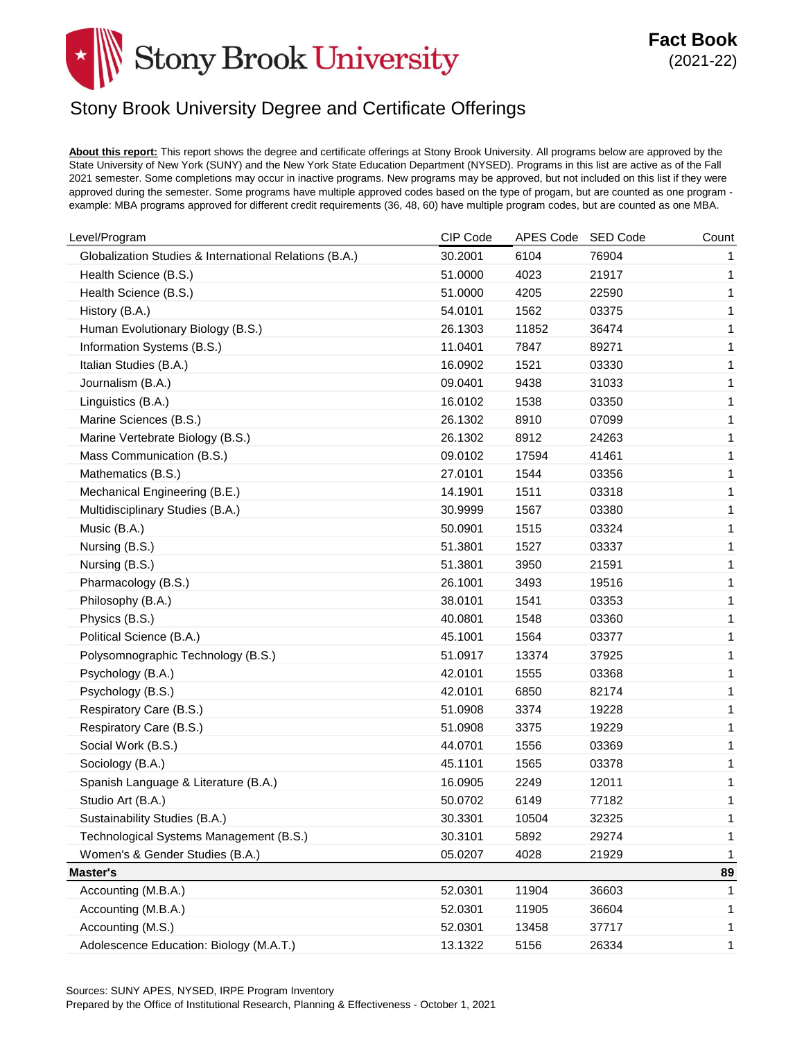# Stony Brook University Degree and Certificate Offerings

**About this report:** This report shows the degree and certificate offerings at Stony Brook University. All programs below are approved by the State University of New York (SUNY) and the New York State Education Department (NYSED). Programs in this list are active as of the Fall 2021 semester. Some completions may occur in inactive programs. New programs may be approved, but not included on this list if they were approved during the semester. Some programs have multiple approved codes based on the type of progam, but are counted as one program - example: MBA programs approved for different credit requirements (36, 48, 60) have multiple program codes, but are counted as one MBA.

| Level/Program | CIP Code | APES Code | SED Code | Count |
|---|---|---|---|---|
| Globalization Studies & International Relations (B.A.) | 30.2001 | 6104 | 76904 | 1 |
| Health Science (B.S.) | 51.0000 | 4023 | 21917 | 1 |
| Health Science (B.S.) | 51.0000 | 4205 | 22590 | 1 |
| History (B.A.) | 54.0101 | 1562 | 03375 | 1 |
| Human Evolutionary Biology (B.S.) | 26.1303 | 11852 | 36474 | 1 |
| Information Systems (B.S.) | 11.0401 | 7847 | 89271 | 1 |
| Italian Studies (B.A.) | 16.0902 | 1521 | 03330 | 1 |
| Journalism (B.A.) | 09.0401 | 9438 | 31033 | 1 |
| Linguistics (B.A.) | 16.0102 | 1538 | 03350 | 1 |
| Marine Sciences (B.S.) | 26.1302 | 8910 | 07099 | 1 |
| Marine Vertebrate Biology (B.S.) | 26.1302 | 8912 | 24263 | 1 |
| Mass Communication (B.S.) | 09.0102 | 17594 | 41461 | 1 |
| Mathematics (B.S.) | 27.0101 | 1544 | 03356 | 1 |
| Mechanical Engineering (B.E.) | 14.1901 | 1511 | 03318 | 1 |
| Multidisciplinary Studies (B.A.) | 30.9999 | 1567 | 03380 | 1 |
| Music (B.A.) | 50.0901 | 1515 | 03324 | 1 |
| Nursing (B.S.) | 51.3801 | 1527 | 03337 | 1 |
| Nursing (B.S.) | 51.3801 | 3950 | 21591 | 1 |
| Pharmacology (B.S.) | 26.1001 | 3493 | 19516 | 1 |
| Philosophy (B.A.) | 38.0101 | 1541 | 03353 | 1 |
| Physics (B.S.) | 40.0801 | 1548 | 03360 | 1 |
| Political Science (B.A.) | 45.1001 | 1564 | 03377 | 1 |
| Polysomnographic Technology (B.S.) | 51.0917 | 13374 | 37925 | 1 |
| Psychology (B.A.) | 42.0101 | 1555 | 03368 | 1 |
| Psychology (B.S.) | 42.0101 | 6850 | 82174 | 1 |
| Respiratory Care (B.S.) | 51.0908 | 3374 | 19228 | 1 |
| Respiratory Care (B.S.) | 51.0908 | 3375 | 19229 | 1 |
| Social Work (B.S.) | 44.0701 | 1556 | 03369 | 1 |
| Sociology (B.A.) | 45.1101 | 1565 | 03378 | 1 |
| Spanish Language & Literature (B.A.) | 16.0905 | 2249 | 12011 | 1 |
| Studio Art (B.A.) | 50.0702 | 6149 | 77182 | 1 |
| Sustainability Studies (B.A.) | 30.3301 | 10504 | 32325 | 1 |
| Technological Systems Management (B.S.) | 30.3101 | 5892 | 29274 | 1 |
| Women's & Gender Studies (B.A.) | 05.0207 | 4028 | 21929 | 1 |
| **Master's** | | | | **89** |
| Accounting (M.B.A.) | 52.0301 | 11904 | 36603 | 1 |
| Accounting (M.B.A.) | 52.0301 | 11905 | 36604 | 1 |
| Accounting (M.S.) | 52.0301 | 13458 | 37717 | 1 |
| Adolescence Education: Biology (M.A.T.) | 13.1322 | 5156 | 26334 | 1 |

Sources: SUNY APES, NYSED, IRPE Program Inventory
Prepared by the Office of Institutional Research, Planning & Effectiveness - October 1, 2021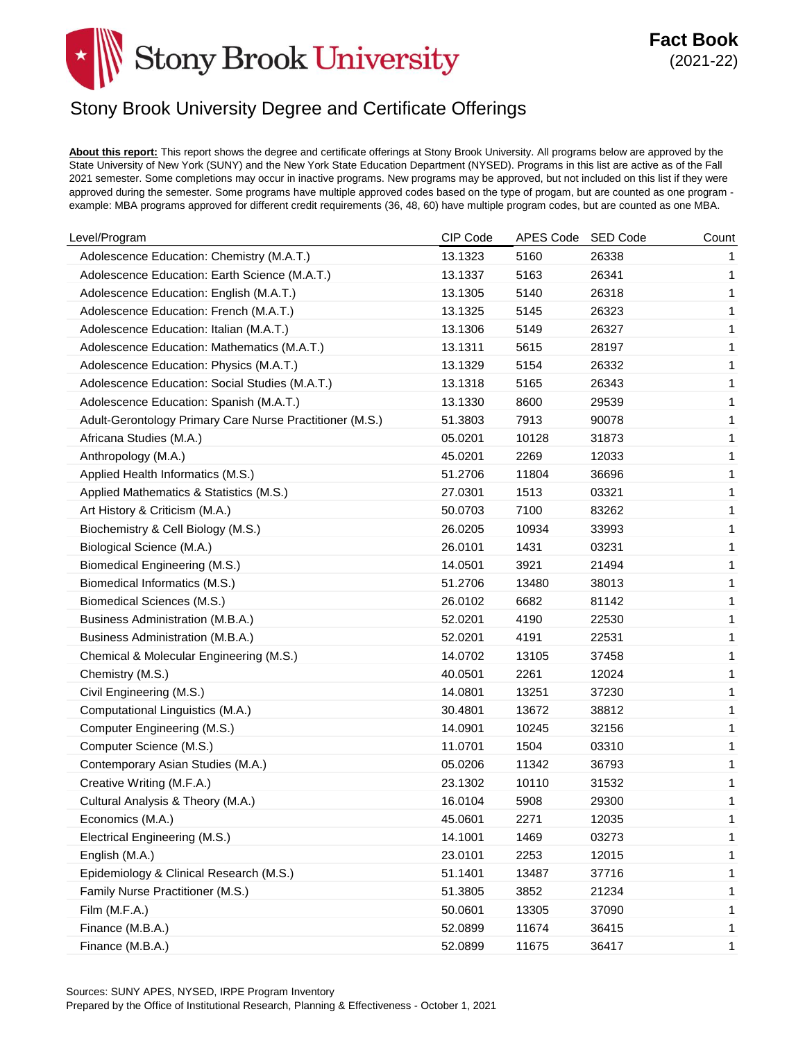# Stony Brook University Degree and Certificate Offerings

**About this report:** This report shows the degree and certificate offerings at Stony Brook University. All programs below are approved by the State University of New York (SUNY) and the New York State Education Department (NYSED). Programs in this list are active as of the Fall 2021 semester. Some completions may occur in inactive programs. New programs may be approved, but not included on this list if they were approved during the semester. Some programs have multiple approved codes based on the type of progam, but are counted as one program - example: MBA programs approved for different credit requirements (36, 48, 60) have multiple program codes, but are counted as one MBA.

| Level/Program | CIP Code | APES Code | SED Code | Count |
|---|---|---|---|---|
| Adolescence Education: Chemistry (M.A.T.) | 13.1323 | 5160 | 26338 | 1 |
| Adolescence Education: Earth Science (M.A.T.) | 13.1337 | 5163 | 26341 | 1 |
| Adolescence Education: English (M.A.T.) | 13.1305 | 5140 | 26318 | 1 |
| Adolescence Education: French (M.A.T.) | 13.1325 | 5145 | 26323 | 1 |
| Adolescence Education: Italian (M.A.T.) | 13.1306 | 5149 | 26327 | 1 |
| Adolescence Education: Mathematics (M.A.T.) | 13.1311 | 5615 | 28197 | 1 |
| Adolescence Education: Physics (M.A.T.) | 13.1329 | 5154 | 26332 | 1 |
| Adolescence Education: Social Studies (M.A.T.) | 13.1318 | 5165 | 26343 | 1 |
| Adolescence Education: Spanish (M.A.T.) | 13.1330 | 8600 | 29539 | 1 |
| Adult-Gerontology Primary Care Nurse Practitioner (M.S.) | 51.3803 | 7913 | 90078 | 1 |
| Africana Studies (M.A.) | 05.0201 | 10128 | 31873 | 1 |
| Anthropology (M.A.) | 45.0201 | 2269 | 12033 | 1 |
| Applied Health Informatics (M.S.) | 51.2706 | 11804 | 36696 | 1 |
| Applied Mathematics & Statistics (M.S.) | 27.0301 | 1513 | 03321 | 1 |
| Art History & Criticism (M.A.) | 50.0703 | 7100 | 83262 | 1 |
| Biochemistry & Cell Biology (M.S.) | 26.0205 | 10934 | 33993 | 1 |
| Biological Science (M.A.) | 26.0101 | 1431 | 03231 | 1 |
| Biomedical Engineering (M.S.) | 14.0501 | 3921 | 21494 | 1 |
| Biomedical Informatics (M.S.) | 51.2706 | 13480 | 38013 | 1 |
| Biomedical Sciences (M.S.) | 26.0102 | 6682 | 81142 | 1 |
| Business Administration (M.B.A.) | 52.0201 | 4190 | 22530 | 1 |
| Business Administration (M.B.A.) | 52.0201 | 4191 | 22531 | 1 |
| Chemical & Molecular Engineering (M.S.) | 14.0702 | 13105 | 37458 | 1 |
| Chemistry (M.S.) | 40.0501 | 2261 | 12024 | 1 |
| Civil Engineering (M.S.) | 14.0801 | 13251 | 37230 | 1 |
| Computational Linguistics (M.A.) | 30.4801 | 13672 | 38812 | 1 |
| Computer Engineering (M.S.) | 14.0901 | 10245 | 32156 | 1 |
| Computer Science (M.S.) | 11.0701 | 1504 | 03310 | 1 |
| Contemporary Asian Studies (M.A.) | 05.0206 | 11342 | 36793 | 1 |
| Creative Writing (M.F.A.) | 23.1302 | 10110 | 31532 | 1 |
| Cultural Analysis & Theory (M.A.) | 16.0104 | 5908 | 29300 | 1 |
| Economics (M.A.) | 45.0601 | 2271 | 12035 | 1 |
| Electrical Engineering (M.S.) | 14.1001 | 1469 | 03273 | 1 |
| English (M.A.) | 23.0101 | 2253 | 12015 | 1 |
| Epidemiology & Clinical Research (M.S.) | 51.1401 | 13487 | 37716 | 1 |
| Family Nurse Practitioner (M.S.) | 51.3805 | 3852 | 21234 | 1 |
| Film (M.F.A.) | 50.0601 | 13305 | 37090 | 1 |
| Finance (M.B.A.) | 52.0899 | 11674 | 36415 | 1 |
| Finance (M.B.A.) | 52.0899 | 11675 | 36417 | 1 |

Sources: SUNY APES, NYSED, IRPE Program Inventory
Prepared by the Office of Institutional Research, Planning & Effectiveness - October 1, 2021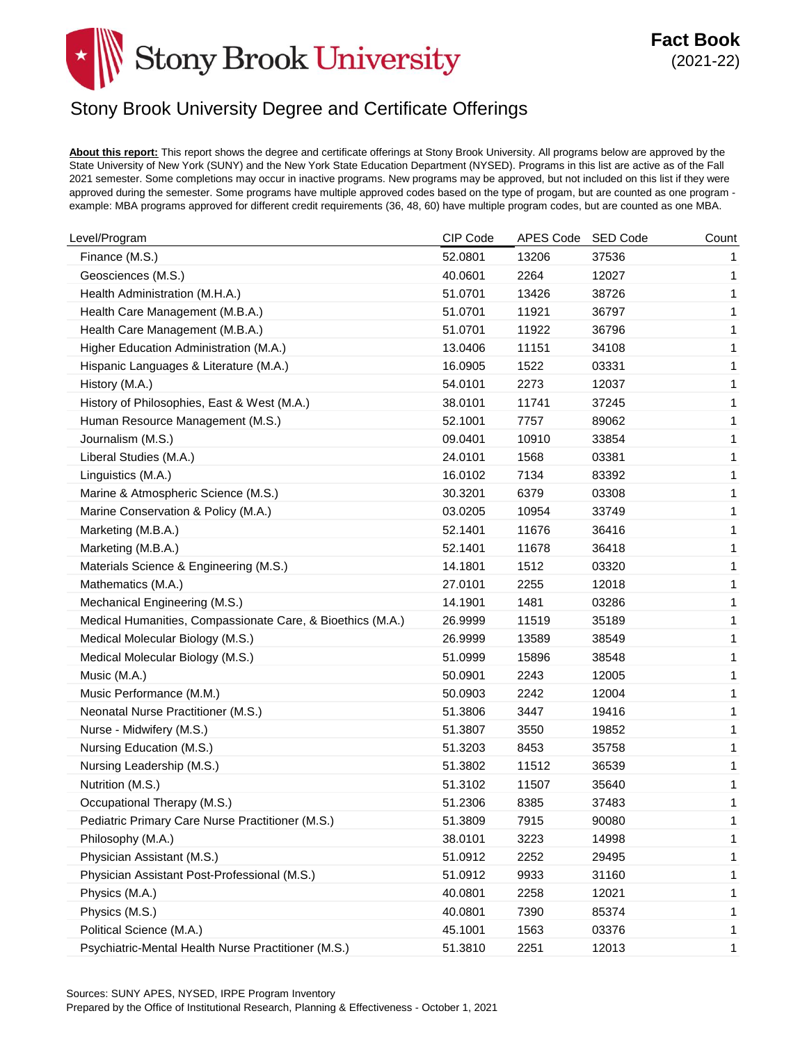# Stony Brook University

**Fact Book**
(2021-22)

## Stony Brook University Degree and Certificate Offerings

**About this report:** This report shows the degree and certificate offerings at Stony Brook University. All programs below are approved by the State University of New York (SUNY) and the New York State Education Department (NYSED). Programs in this list are active as of the Fall 2021 semester. Some completions may occur in inactive programs. New programs may be approved, but not included on this list if they were approved during the semester. Some programs have multiple approved codes based on the type of progam, but are counted as one program - example: MBA programs approved for different credit requirements (36, 48, 60) have multiple program codes, but are counted as one MBA.

| Level/Program | CIP Code | APES Code | SED Code | Count |
|---|---|---|---|---|
| Finance (M.S.) | 52.0801 | 13206 | 37536 | 1 |
| Geosciences (M.S.) | 40.0601 | 2264 | 12027 | 1 |
| Health Administration (M.H.A.) | 51.0701 | 13426 | 38726 | 1 |
| Health Care Management (M.B.A.) | 51.0701 | 11921 | 36797 | 1 |
| Health Care Management (M.B.A.) | 51.0701 | 11922 | 36796 | 1 |
| Higher Education Administration (M.A.) | 13.0406 | 11151 | 34108 | 1 |
| Hispanic Languages & Literature (M.A.) | 16.0905 | 1522 | 03331 | 1 |
| History (M.A.) | 54.0101 | 2273 | 12037 | 1 |
| History of Philosophies, East & West (M.A.) | 38.0101 | 11741 | 37245 | 1 |
| Human Resource Management (M.S.) | 52.1001 | 7757 | 89062 | 1 |
| Journalism (M.S.) | 09.0401 | 10910 | 33854 | 1 |
| Liberal Studies (M.A.) | 24.0101 | 1568 | 03381 | 1 |
| Linguistics (M.A.) | 16.0102 | 7134 | 83392 | 1 |
| Marine & Atmospheric Science (M.S.) | 30.3201 | 6379 | 03308 | 1 |
| Marine Conservation & Policy (M.A.) | 03.0205 | 10954 | 33749 | 1 |
| Marketing (M.B.A.) | 52.1401 | 11676 | 36416 | 1 |
| Marketing (M.B.A.) | 52.1401 | 11678 | 36418 | 1 |
| Materials Science & Engineering (M.S.) | 14.1801 | 1512 | 03320 | 1 |
| Mathematics (M.A.) | 27.0101 | 2255 | 12018 | 1 |
| Mechanical Engineering (M.S.) | 14.1901 | 1481 | 03286 | 1 |
| Medical Humanities, Compassionate Care, & Bioethics (M.A.) | 26.9999 | 11519 | 35189 | 1 |
| Medical Molecular Biology (M.S.) | 26.9999 | 13589 | 38549 | 1 |
| Medical Molecular Biology (M.S.) | 51.0999 | 15896 | 38548 | 1 |
| Music (M.A.) | 50.0901 | 2243 | 12005 | 1 |
| Music Performance (M.M.) | 50.0903 | 2242 | 12004 | 1 |
| Neonatal Nurse Practitioner (M.S.) | 51.3806 | 3447 | 19416 | 1 |
| Nurse - Midwifery (M.S.) | 51.3807 | 3550 | 19852 | 1 |
| Nursing Education (M.S.) | 51.3203 | 8453 | 35758 | 1 |
| Nursing Leadership (M.S.) | 51.3802 | 11512 | 36539 | 1 |
| Nutrition (M.S.) | 51.3102 | 11507 | 35640 | 1 |
| Occupational Therapy (M.S.) | 51.2306 | 8385 | 37483 | 1 |
| Pediatric Primary Care Nurse Practitioner (M.S.) | 51.3809 | 7915 | 90080 | 1 |
| Philosophy (M.A.) | 38.0101 | 3223 | 14998 | 1 |
| Physician Assistant (M.S.) | 51.0912 | 2252 | 29495 | 1 |
| Physician Assistant Post-Professional (M.S.) | 51.0912 | 9933 | 31160 | 1 |
| Physics (M.A.) | 40.0801 | 2258 | 12021 | 1 |
| Physics (M.S.) | 40.0801 | 7390 | 85374 | 1 |
| Political Science (M.A.) | 45.1001 | 1563 | 03376 | 1 |
| Psychiatric-Mental Health Nurse Practitioner (M.S.) | 51.3810 | 2251 | 12013 | 1 |

Sources: SUNY APES, NYSED, IRPE Program Inventory
Prepared by the Office of Institutional Research, Planning & Effectiveness - October 1, 2021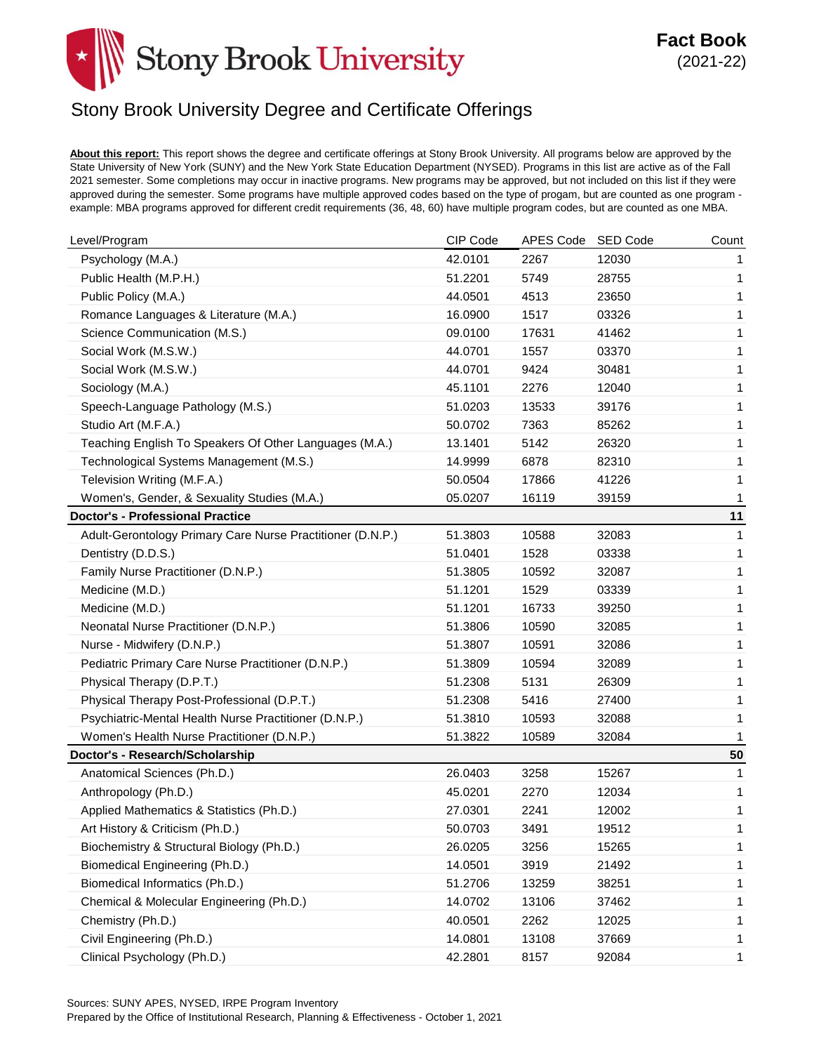# Stony Brook University Degree and Certificate Offerings

**About this report:** This report shows the degree and certificate offerings at Stony Brook University. All programs below are approved by the State University of New York (SUNY) and the New York State Education Department (NYSED). Programs in this list are active as of the Fall 2021 semester. Some completions may occur in inactive programs. New programs may be approved, but not included on this list if they were approved during the semester. Some programs have multiple approved codes based on the type of progam, but are counted as one program - example: MBA programs approved for different credit requirements (36, 48, 60) have multiple program codes, but are counted as one MBA.

| Level/Program | CIP Code | APES Code | SED Code | Count |
|---|---|---|---|---|
| Psychology (M.A.) | 42.0101 | 2267 | 12030 | 1 |
| Public Health (M.P.H.) | 51.2201 | 5749 | 28755 | 1 |
| Public Policy (M.A.) | 44.0501 | 4513 | 23650 | 1 |
| Romance Languages & Literature (M.A.) | 16.0900 | 1517 | 03326 | 1 |
| Science Communication (M.S.) | 09.0100 | 17631 | 41462 | 1 |
| Social Work (M.S.W.) | 44.0701 | 1557 | 03370 | 1 |
| Social Work (M.S.W.) | 44.0701 | 9424 | 30481 | 1 |
| Sociology (M.A.) | 45.1101 | 2276 | 12040 | 1 |
| Speech-Language Pathology (M.S.) | 51.0203 | 13533 | 39176 | 1 |
| Studio Art (M.F.A.) | 50.0702 | 7363 | 85262 | 1 |
| Teaching English To Speakers Of Other Languages (M.A.) | 13.1401 | 5142 | 26320 | 1 |
| Technological Systems Management (M.S.) | 14.9999 | 6878 | 82310 | 1 |
| Television Writing (M.F.A.) | 50.0504 | 17866 | 41226 | 1 |
| Women's, Gender, & Sexuality Studies (M.A.) | 05.0207 | 16119 | 39159 | 1 |
| **Doctor's - Professional Practice** | | | | **11** |
| Adult-Gerontology Primary Care Nurse Practitioner (D.N.P.) | 51.3803 | 10588 | 32083 | 1 |
| Dentistry (D.D.S.) | 51.0401 | 1528 | 03338 | 1 |
| Family Nurse Practitioner (D.N.P.) | 51.3805 | 10592 | 32087 | 1 |
| Medicine (M.D.) | 51.1201 | 1529 | 03339 | 1 |
| Medicine (M.D.) | 51.1201 | 16733 | 39250 | 1 |
| Neonatal Nurse Practitioner (D.N.P.) | 51.3806 | 10590 | 32085 | 1 |
| Nurse - Midwifery (D.N.P.) | 51.3807 | 10591 | 32086 | 1 |
| Pediatric Primary Care Nurse Practitioner (D.N.P.) | 51.3809 | 10594 | 32089 | 1 |
| Physical Therapy (D.P.T.) | 51.2308 | 5131 | 26309 | 1 |
| Physical Therapy Post-Professional (D.P.T.) | 51.2308 | 5416 | 27400 | 1 |
| Psychiatric-Mental Health Nurse Practitioner (D.N.P.) | 51.3810 | 10593 | 32088 | 1 |
| Women's Health Nurse Practitioner (D.N.P.) | 51.3822 | 10589 | 32084 | 1 |
| **Doctor's - Research/Scholarship** | | | | **50** |
| Anatomical Sciences (Ph.D.) | 26.0403 | 3258 | 15267 | 1 |
| Anthropology (Ph.D.) | 45.0201 | 2270 | 12034 | 1 |
| Applied Mathematics & Statistics (Ph.D.) | 27.0301 | 2241 | 12002 | 1 |
| Art History & Criticism (Ph.D.) | 50.0703 | 3491 | 19512 | 1 |
| Biochemistry & Structural Biology (Ph.D.) | 26.0205 | 3256 | 15265 | 1 |
| Biomedical Engineering (Ph.D.) | 14.0501 | 3919 | 21492 | 1 |
| Biomedical Informatics (Ph.D.) | 51.2706 | 13259 | 38251 | 1 |
| Chemical & Molecular Engineering (Ph.D.) | 14.0702 | 13106 | 37462 | 1 |
| Chemistry (Ph.D.) | 40.0501 | 2262 | 12025 | 1 |
| Civil Engineering (Ph.D.) | 14.0801 | 13108 | 37669 | 1 |
| Clinical Psychology (Ph.D.) | 42.2801 | 8157 | 92084 | 1 |

Sources: SUNY APES, NYSED, IRPE Program Inventory
Prepared by the Office of Institutional Research, Planning & Effectiveness - October 1, 2021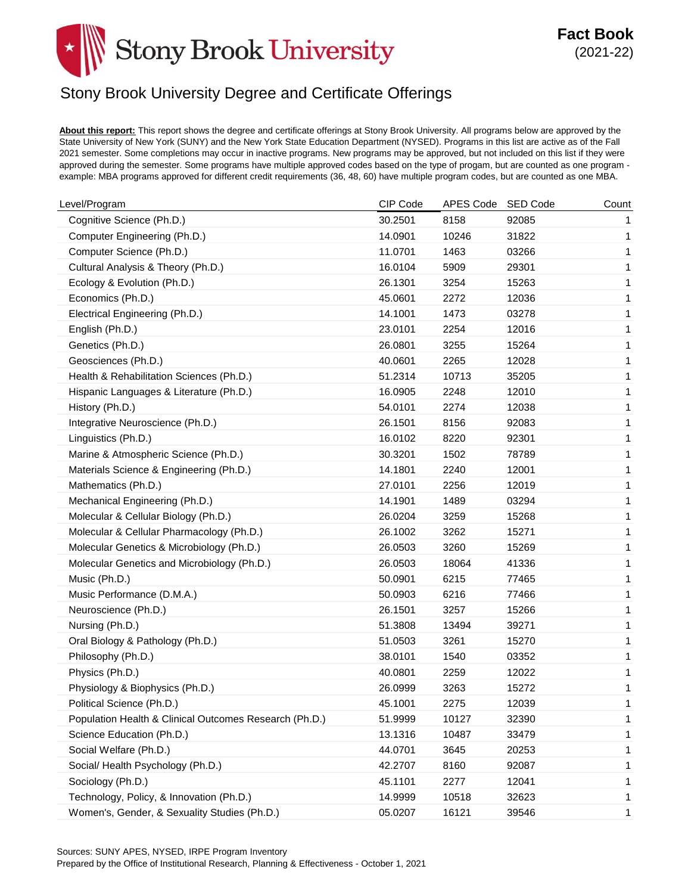# Stony Brook University Degree and Certificate Offerings

**About this report:** This report shows the degree and certificate offerings at Stony Brook University. All programs below are approved by the State University of New York (SUNY) and the New York State Education Department (NYSED). Programs in this list are active as of the Fall 2021 semester. Some completions may occur in inactive programs. New programs may be approved, but not included on this list if they were approved during the semester. Some programs have multiple approved codes based on the type of progam, but are counted as one program - example: MBA programs approved for different credit requirements (36, 48, 60) have multiple program codes, but are counted as one MBA.

| Level/Program | CIP Code | APES Code | SED Code | Count |
|---|---|---|---|---|
| Cognitive Science (Ph.D.) | 30.2501 | 8158 | 92085 | 1 |
| Computer Engineering (Ph.D.) | 14.0901 | 10246 | 31822 | 1 |
| Computer Science (Ph.D.) | 11.0701 | 1463 | 03266 | 1 |
| Cultural Analysis & Theory (Ph.D.) | 16.0104 | 5909 | 29301 | 1 |
| Ecology & Evolution (Ph.D.) | 26.1301 | 3254 | 15263 | 1 |
| Economics (Ph.D.) | 45.0601 | 2272 | 12036 | 1 |
| Electrical Engineering (Ph.D.) | 14.1001 | 1473 | 03278 | 1 |
| English (Ph.D.) | 23.0101 | 2254 | 12016 | 1 |
| Genetics (Ph.D.) | 26.0801 | 3255 | 15264 | 1 |
| Geosciences (Ph.D.) | 40.0601 | 2265 | 12028 | 1 |
| Health & Rehabilitation Sciences (Ph.D.) | 51.2314 | 10713 | 35205 | 1 |
| Hispanic Languages & Literature (Ph.D.) | 16.0905 | 2248 | 12010 | 1 |
| History (Ph.D.) | 54.0101 | 2274 | 12038 | 1 |
| Integrative Neuroscience (Ph.D.) | 26.1501 | 8156 | 92083 | 1 |
| Linguistics (Ph.D.) | 16.0102 | 8220 | 92301 | 1 |
| Marine & Atmospheric Science (Ph.D.) | 30.3201 | 1502 | 78789 | 1 |
| Materials Science & Engineering (Ph.D.) | 14.1801 | 2240 | 12001 | 1 |
| Mathematics (Ph.D.) | 27.0101 | 2256 | 12019 | 1 |
| Mechanical Engineering (Ph.D.) | 14.1901 | 1489 | 03294 | 1 |
| Molecular & Cellular Biology (Ph.D.) | 26.0204 | 3259 | 15268 | 1 |
| Molecular & Cellular Pharmacology (Ph.D.) | 26.1002 | 3262 | 15271 | 1 |
| Molecular Genetics & Microbiology (Ph.D.) | 26.0503 | 3260 | 15269 | 1 |
| Molecular Genetics and Microbiology (Ph.D.) | 26.0503 | 18064 | 41336 | 1 |
| Music (Ph.D.) | 50.0901 | 6215 | 77465 | 1 |
| Music Performance (D.M.A.) | 50.0903 | 6216 | 77466 | 1 |
| Neuroscience (Ph.D.) | 26.1501 | 3257 | 15266 | 1 |
| Nursing (Ph.D.) | 51.3808 | 13494 | 39271 | 1 |
| Oral Biology & Pathology (Ph.D.) | 51.0503 | 3261 | 15270 | 1 |
| Philosophy (Ph.D.) | 38.0101 | 1540 | 03352 | 1 |
| Physics (Ph.D.) | 40.0801 | 2259 | 12022 | 1 |
| Physiology & Biophysics (Ph.D.) | 26.0999 | 3263 | 15272 | 1 |
| Political Science (Ph.D.) | 45.1001 | 2275 | 12039 | 1 |
| Population Health & Clinical Outcomes Research (Ph.D.) | 51.9999 | 10127 | 32390 | 1 |
| Science Education (Ph.D.) | 13.1316 | 10487 | 33479 | 1 |
| Social Welfare (Ph.D.) | 44.0701 | 3645 | 20253 | 1 |
| Social/ Health Psychology (Ph.D.) | 42.2707 | 8160 | 92087 | 1 |
| Sociology (Ph.D.) | 45.1101 | 2277 | 12041 | 1 |
| Technology, Policy, & Innovation (Ph.D.) | 14.9999 | 10518 | 32623 | 1 |
| Women's, Gender, & Sexuality Studies (Ph.D.) | 05.0207 | 16121 | 39546 | 1 |

Sources: SUNY APES, NYSED, IRPE Program Inventory
Prepared by the Office of Institutional Research, Planning & Effectiveness - October 1, 2021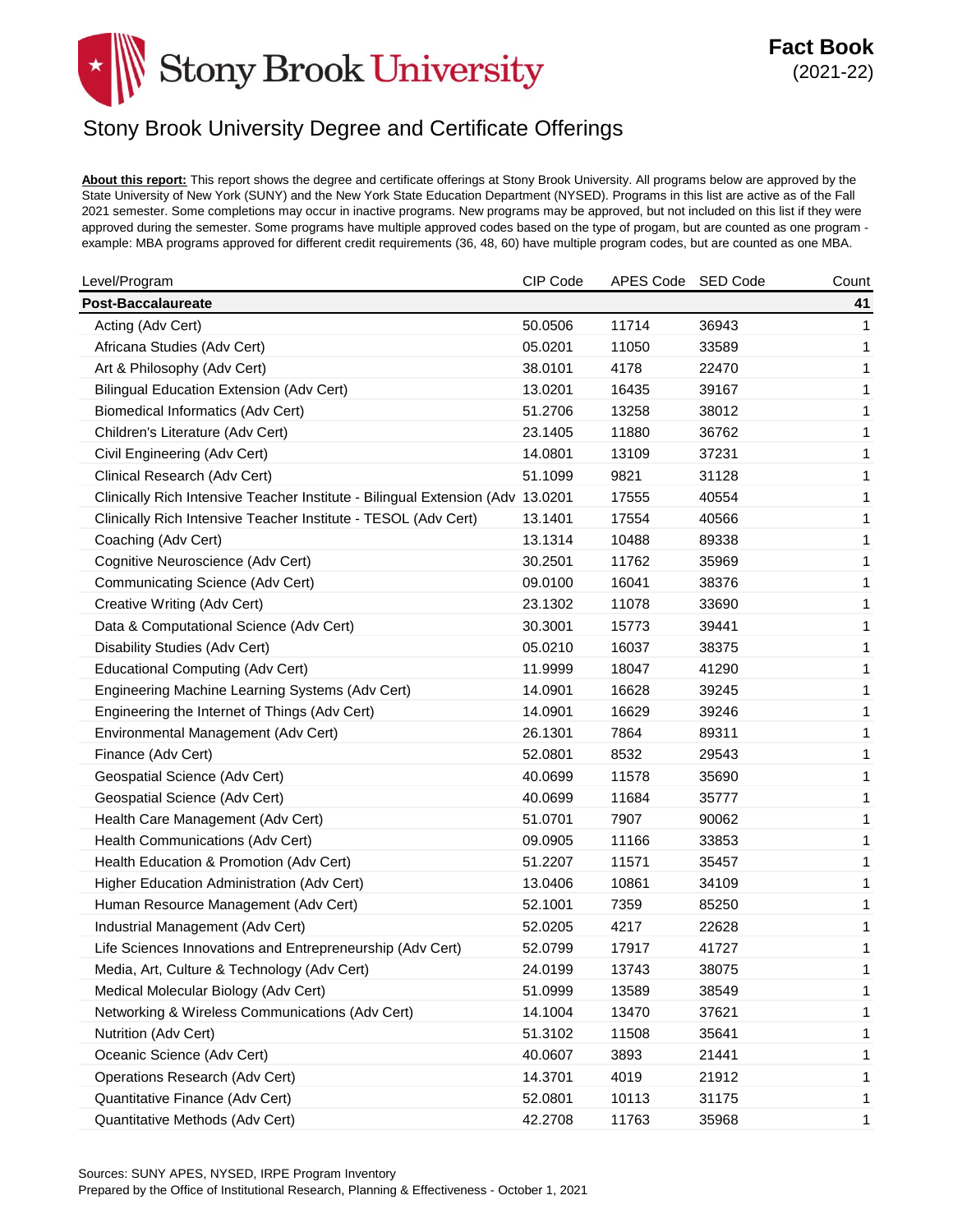# Stony Brook University Degree and Certificate Offerings

**Fact Book (2021-22)**

**About this report:** This report shows the degree and certificate offerings at Stony Brook University. All programs below are approved by the State University of New York (SUNY) and the New York State Education Department (NYSED). Programs in this list are active as of the Fall 2021 semester. Some completions may occur in inactive programs. New programs may be approved, but not included on this list if they were approved during the semester. Some programs have multiple approved codes based on the type of progam, but are counted as one program - example: MBA programs approved for different credit requirements (36, 48, 60) have multiple program codes, but are counted as one MBA.

| Level/Program | CIP Code | APES Code | SED Code | Count |
|---|---|---|---|---|
| **Post-Baccalaureate** | | | | **41** |
| Acting (Adv Cert) | 50.0506 | 11714 | 36943 | 1 |
| Africana Studies (Adv Cert) | 05.0201 | 11050 | 33589 | 1 |
| Art & Philosophy (Adv Cert) | 38.0101 | 4178 | 22470 | 1 |
| Bilingual Education Extension (Adv Cert) | 13.0201 | 16435 | 39167 | 1 |
| Biomedical Informatics (Adv Cert) | 51.2706 | 13258 | 38012 | 1 |
| Children's Literature (Adv Cert) | 23.1405 | 11880 | 36762 | 1 |
| Civil Engineering (Adv Cert) | 14.0801 | 13109 | 37231 | 1 |
| Clinical Research (Adv Cert) | 51.1099 | 9821 | 31128 | 1 |
| Clinically Rich Intensive Teacher Institute - Bilingual Extension (Adv | 13.0201 | 17555 | 40554 | 1 |
| Clinically Rich Intensive Teacher Institute - TESOL (Adv Cert) | 13.1401 | 17554 | 40566 | 1 |
| Coaching (Adv Cert) | 13.1314 | 10488 | 89338 | 1 |
| Cognitive Neuroscience (Adv Cert) | 30.2501 | 11762 | 35969 | 1 |
| Communicating Science (Adv Cert) | 09.0100 | 16041 | 38376 | 1 |
| Creative Writing (Adv Cert) | 23.1302 | 11078 | 33690 | 1 |
| Data & Computational Science (Adv Cert) | 30.3001 | 15773 | 39441 | 1 |
| Disability Studies (Adv Cert) | 05.0210 | 16037 | 38375 | 1 |
| Educational Computing (Adv Cert) | 11.9999 | 18047 | 41290 | 1 |
| Engineering Machine Learning Systems (Adv Cert) | 14.0901 | 16628 | 39245 | 1 |
| Engineering the Internet of Things (Adv Cert) | 14.0901 | 16629 | 39246 | 1 |
| Environmental Management (Adv Cert) | 26.1301 | 7864 | 89311 | 1 |
| Finance (Adv Cert) | 52.0801 | 8532 | 29543 | 1 |
| Geospatial Science (Adv Cert) | 40.0699 | 11578 | 35690 | 1 |
| Geospatial Science (Adv Cert) | 40.0699 | 11684 | 35777 | 1 |
| Health Care Management (Adv Cert) | 51.0701 | 7907 | 90062 | 1 |
| Health Communications (Adv Cert) | 09.0905 | 11166 | 33853 | 1 |
| Health Education & Promotion (Adv Cert) | 51.2207 | 11571 | 35457 | 1 |
| Higher Education Administration (Adv Cert) | 13.0406 | 10861 | 34109 | 1 |
| Human Resource Management (Adv Cert) | 52.1001 | 7359 | 85250 | 1 |
| Industrial Management (Adv Cert) | 52.0205 | 4217 | 22628 | 1 |
| Life Sciences Innovations and Entrepreneurship (Adv Cert) | 52.0799 | 17917 | 41727 | 1 |
| Media, Art, Culture & Technology (Adv Cert) | 24.0199 | 13743 | 38075 | 1 |
| Medical Molecular Biology (Adv Cert) | 51.0999 | 13589 | 38549 | 1 |
| Networking & Wireless Communications (Adv Cert) | 14.1004 | 13470 | 37621 | 1 |
| Nutrition (Adv Cert) | 51.3102 | 11508 | 35641 | 1 |
| Oceanic Science (Adv Cert) | 40.0607 | 3893 | 21441 | 1 |
| Operations Research (Adv Cert) | 14.3701 | 4019 | 21912 | 1 |
| Quantitative Finance (Adv Cert) | 52.0801 | 10113 | 31175 | 1 |
| Quantitative Methods (Adv Cert) | 42.2708 | 11763 | 35968 | 1 |

Sources: SUNY APES, NYSED, IRPE Program Inventory
Prepared by the Office of Institutional Research, Planning & Effectiveness - October 1, 2021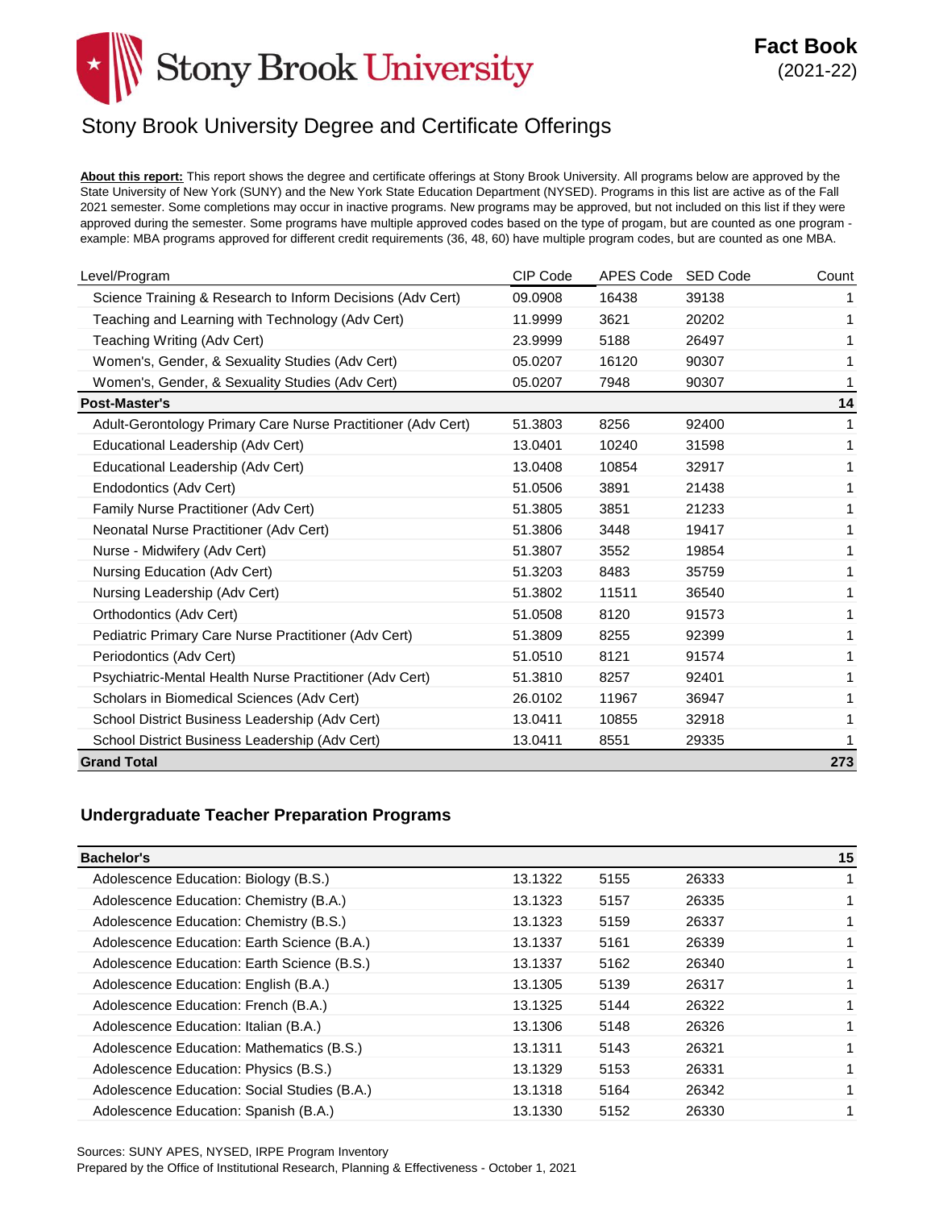# Stony Brook University Degree and Certificate Offerings

**About this report:** This report shows the degree and certificate offerings at Stony Brook University. All programs below are approved by the State University of New York (SUNY) and the New York State Education Department (NYSED). Programs in this list are active as of the Fall 2021 semester. Some completions may occur in inactive programs. New programs may be approved, but not included on this list if they were approved during the semester. Some programs have multiple approved codes based on the type of progam, but are counted as one program - example: MBA programs approved for different credit requirements (36, 48, 60) have multiple program codes, but are counted as one MBA.

| Level/Program | CIP Code | APES Code | SED Code | Count |
|---|---|---|---|---|
| Science Training & Research to Inform Decisions (Adv Cert) | 09.0908 | 16438 | 39138 | 1 |
| Teaching and Learning with Technology (Adv Cert) | 11.9999 | 3621 | 20202 | 1 |
| Teaching Writing (Adv Cert) | 23.9999 | 5188 | 26497 | 1 |
| Women's, Gender, & Sexuality Studies (Adv Cert) | 05.0207 | 16120 | 90307 | 1 |
| Women's, Gender, & Sexuality Studies (Adv Cert) | 05.0207 | 7948 | 90307 | 1 |
| **Post-Master's** | | | | **14** |
| Adult-Gerontology Primary Care Nurse Practitioner (Adv Cert) | 51.3803 | 8256 | 92400 | 1 |
| Educational Leadership (Adv Cert) | 13.0401 | 10240 | 31598 | 1 |
| Educational Leadership (Adv Cert) | 13.0408 | 10854 | 32917 | 1 |
| Endodontics (Adv Cert) | 51.0506 | 3891 | 21438 | 1 |
| Family Nurse Practitioner (Adv Cert) | 51.3805 | 3851 | 21233 | 1 |
| Neonatal Nurse Practitioner (Adv Cert) | 51.3806 | 3448 | 19417 | 1 |
| Nurse - Midwifery (Adv Cert) | 51.3807 | 3552 | 19854 | 1 |
| Nursing Education (Adv Cert) | 51.3203 | 8483 | 35759 | 1 |
| Nursing Leadership (Adv Cert) | 51.3802 | 11511 | 36540 | 1 |
| Orthodontics (Adv Cert) | 51.0508 | 8120 | 91573 | 1 |
| Pediatric Primary Care Nurse Practitioner (Adv Cert) | 51.3809 | 8255 | 92399 | 1 |
| Periodontics (Adv Cert) | 51.0510 | 8121 | 91574 | 1 |
| Psychiatric-Mental Health Nurse Practitioner (Adv Cert) | 51.3810 | 8257 | 92401 | 1 |
| Scholars in Biomedical Sciences (Adv Cert) | 26.0102 | 11967 | 36947 | 1 |
| School District Business Leadership (Adv Cert) | 13.0411 | 10855 | 32918 | 1 |
| School District Business Leadership (Adv Cert) | 13.0411 | 8551 | 29335 | 1 |
| **Grand Total** | | | | **273** |

## Undergraduate Teacher Preparation Programs

| Level/Program | CIP Code | APES Code | SED Code | Count |
|---|---|---|---|---|
| **Bachelor's** | | | | **15** |
| Adolescence Education: Biology (B.S.) | 13.1322 | 5155 | 26333 | 1 |
| Adolescence Education: Chemistry (B.A.) | 13.1323 | 5157 | 26335 | 1 |
| Adolescence Education: Chemistry (B.S.) | 13.1323 | 5159 | 26337 | 1 |
| Adolescence Education: Earth Science (B.A.) | 13.1337 | 5161 | 26339 | 1 |
| Adolescence Education: Earth Science (B.S.) | 13.1337 | 5162 | 26340 | 1 |
| Adolescence Education: English (B.A.) | 13.1305 | 5139 | 26317 | 1 |
| Adolescence Education: French (B.A.) | 13.1325 | 5144 | 26322 | 1 |
| Adolescence Education: Italian (B.A.) | 13.1306 | 5148 | 26326 | 1 |
| Adolescence Education: Mathematics (B.S.) | 13.1311 | 5143 | 26321 | 1 |
| Adolescence Education: Physics (B.S.) | 13.1329 | 5153 | 26331 | 1 |
| Adolescence Education: Social Studies (B.A.) | 13.1318 | 5164 | 26342 | 1 |
| Adolescence Education: Spanish (B.A.) | 13.1330 | 5152 | 26330 | 1 |

Sources: SUNY APES, NYSED, IRPE Program Inventory
Prepared by the Office of Institutional Research, Planning & Effectiveness - October 1, 2021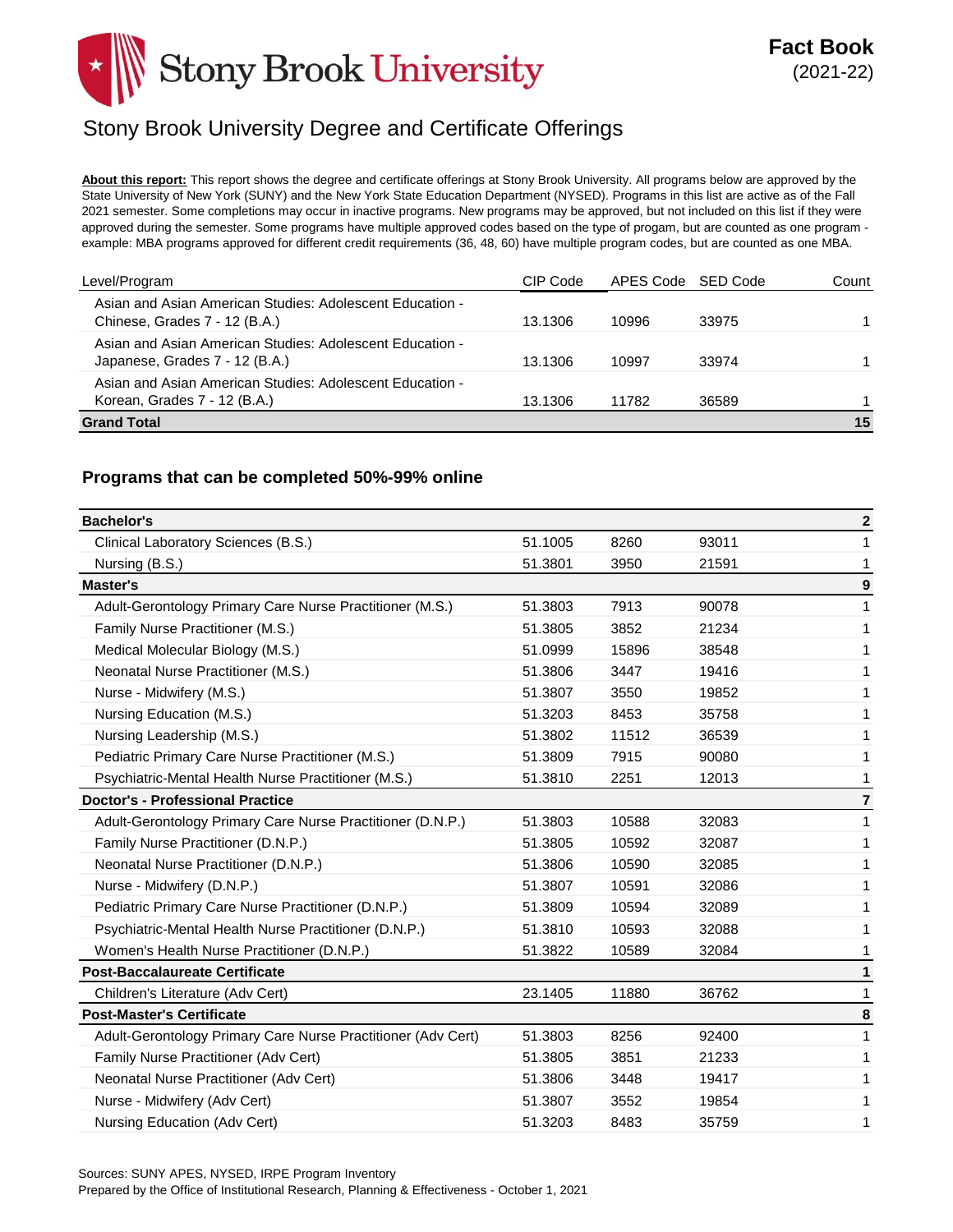Stony Brook University

**Fact Book** (2021-22)

# Stony Brook University Degree and Certificate Offerings

**About this report:** This report shows the degree and certificate offerings at Stony Brook University. All programs below are approved by the State University of New York (SUNY) and the New York State Education Department (NYSED). Programs in this list are active as of the Fall 2021 semester. Some completions may occur in inactive programs. New programs may be approved, but not included on this list if they were approved during the semester. Some programs have multiple approved codes based on the type of progam, but are counted as one program - example: MBA programs approved for different credit requirements (36, 48, 60) have multiple program codes, but are counted as one MBA.

| Level/Program | CIP Code | APES Code | SED Code | Count |
|---|---|---|---|---|
| Asian and Asian American Studies: Adolescent Education - Chinese, Grades 7 - 12 (B.A.) | 13.1306 | 10996 | 33975 | 1 |
| Asian and Asian American Studies: Adolescent Education - Japanese, Grades 7 - 12 (B.A.) | 13.1306 | 10997 | 33974 | 1 |
| Asian and Asian American Studies: Adolescent Education - Korean, Grades 7 - 12 (B.A.) | 13.1306 | 11782 | 36589 | 1 |
| **Grand Total** | | | | **15** |

## Programs that can be completed 50%-99% online

| Level/Program | CIP Code | APES Code | SED Code | Count |
|---|---|---|---|---|
| **Bachelor's** | | | | **2** |
| Clinical Laboratory Sciences (B.S.) | 51.1005 | 8260 | 93011 | 1 |
| Nursing (B.S.) | 51.3801 | 3950 | 21591 | 1 |
| **Master's** | | | | **9** |
| Adult-Gerontology Primary Care Nurse Practitioner (M.S.) | 51.3803 | 7913 | 90078 | 1 |
| Family Nurse Practitioner (M.S.) | 51.3805 | 3852 | 21234 | 1 |
| Medical Molecular Biology (M.S.) | 51.0999 | 15896 | 38548 | 1 |
| Neonatal Nurse Practitioner (M.S.) | 51.3806 | 3447 | 19416 | 1 |
| Nurse - Midwifery (M.S.) | 51.3807 | 3550 | 19852 | 1 |
| Nursing Education (M.S.) | 51.3203 | 8453 | 35758 | 1 |
| Nursing Leadership (M.S.) | 51.3802 | 11512 | 36539 | 1 |
| Pediatric Primary Care Nurse Practitioner (M.S.) | 51.3809 | 7915 | 90080 | 1 |
| Psychiatric-Mental Health Nurse Practitioner (M.S.) | 51.3810 | 2251 | 12013 | 1 |
| **Doctor's - Professional Practice** | | | | **7** |
| Adult-Gerontology Primary Care Nurse Practitioner (D.N.P.) | 51.3803 | 10588 | 32083 | 1 |
| Family Nurse Practitioner (D.N.P.) | 51.3805 | 10592 | 32087 | 1 |
| Neonatal Nurse Practitioner (D.N.P.) | 51.3806 | 10590 | 32085 | 1 |
| Nurse - Midwifery (D.N.P.) | 51.3807 | 10591 | 32086 | 1 |
| Pediatric Primary Care Nurse Practitioner (D.N.P.) | 51.3809 | 10594 | 32089 | 1 |
| Psychiatric-Mental Health Nurse Practitioner (D.N.P.) | 51.3810 | 10593 | 32088 | 1 |
| Women's Health Nurse Practitioner (D.N.P.) | 51.3822 | 10589 | 32084 | 1 |
| **Post-Baccalaureate Certificate** | | | | **1** |
| Children's Literature (Adv Cert) | 23.1405 | 11880 | 36762 | 1 |
| **Post-Master's Certificate** | | | | **8** |
| Adult-Gerontology Primary Care Nurse Practitioner (Adv Cert) | 51.3803 | 8256 | 92400 | 1 |
| Family Nurse Practitioner (Adv Cert) | 51.3805 | 3851 | 21233 | 1 |
| Neonatal Nurse Practitioner (Adv Cert) | 51.3806 | 3448 | 19417 | 1 |
| Nurse - Midwifery (Adv Cert) | 51.3807 | 3552 | 19854 | 1 |
| Nursing Education (Adv Cert) | 51.3203 | 8483 | 35759 | 1 |

Sources: SUNY APES, NYSED, IRPE Program Inventory
Prepared by the Office of Institutional Research, Planning & Effectiveness - October 1, 2021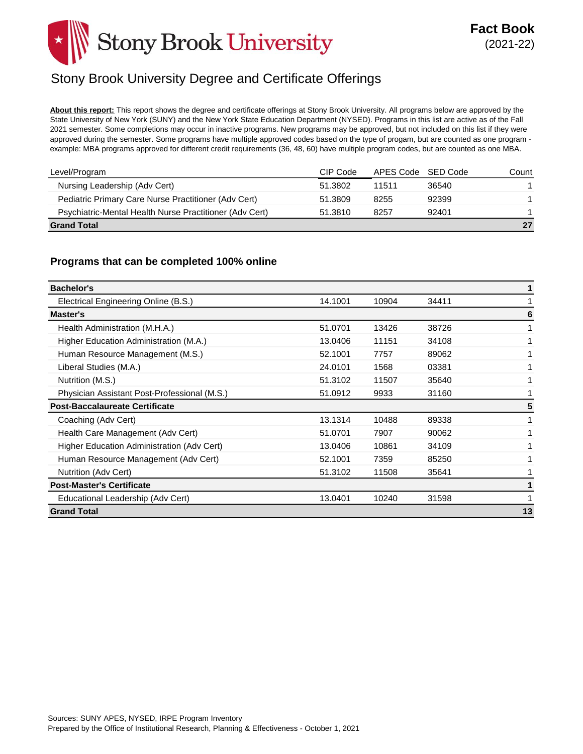# Stony Brook University Degree and Certificate Offerings

**About this report:** This report shows the degree and certificate offerings at Stony Brook University. All programs below are approved by the State University of New York (SUNY) and the New York State Education Department (NYSED). Programs in this list are active as of the Fall 2021 semester. Some completions may occur in inactive programs. New programs may be approved, but not included on this list if they were approved during the semester. Some programs have multiple approved codes based on the type of progam, but are counted as one program - example: MBA programs approved for different credit requirements (36, 48, 60) have multiple program codes, but are counted as one MBA.

| Level/Program | CIP Code | APES Code | SED Code | Count |
|---|---|---|---|---|
| Nursing Leadership (Adv Cert) | 51.3802 | 11511 | 36540 | 1 |
| Pediatric Primary Care Nurse Practitioner (Adv Cert) | 51.3809 | 8255 | 92399 | 1 |
| Psychiatric-Mental Health Nurse Practitioner (Adv Cert) | 51.3810 | 8257 | 92401 | 1 |
| **Grand Total** | | | | **27** |

## Programs that can be completed 100% online

| | | | | |
|---|---|---|---|---|
| **Bachelor's** | | | | **1** |
| Electrical Engineering Online (B.S.) | 14.1001 | 10904 | 34411 | 1 |
| **Master's** | | | | **6** |
| Health Administration (M.H.A.) | 51.0701 | 13426 | 38726 | 1 |
| Higher Education Administration (M.A.) | 13.0406 | 11151 | 34108 | 1 |
| Human Resource Management (M.S.) | 52.1001 | 7757 | 89062 | 1 |
| Liberal Studies (M.A.) | 24.0101 | 1568 | 03381 | 1 |
| Nutrition (M.S.) | 51.3102 | 11507 | 35640 | 1 |
| Physician Assistant Post-Professional (M.S.) | 51.0912 | 9933 | 31160 | 1 |
| **Post-Baccalaureate Certificate** | | | | **5** |
| Coaching (Adv Cert) | 13.1314 | 10488 | 89338 | 1 |
| Health Care Management (Adv Cert) | 51.0701 | 7907 | 90062 | 1 |
| Higher Education Administration (Adv Cert) | 13.0406 | 10861 | 34109 | 1 |
| Human Resource Management (Adv Cert) | 52.1001 | 7359 | 85250 | 1 |
| Nutrition (Adv Cert) | 51.3102 | 11508 | 35641 | 1 |
| **Post-Master's Certificate** | | | | **1** |
| Educational Leadership (Adv Cert) | 13.0401 | 10240 | 31598 | 1 |
| **Grand Total** | | | | **13** |

Sources: SUNY APES, NYSED, IRPE Program Inventory
Prepared by the Office of Institutional Research, Planning & Effectiveness - October 1, 2021